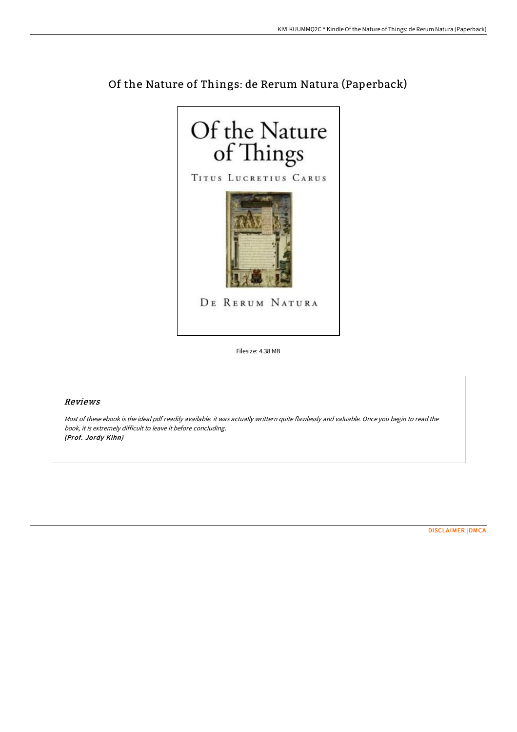# Of the Nature of Things: de Rerum Natura (Paperback)

Filesize: 4.38 MB

## Reviews

*Most of these ebook is the ideal pdf readily available. it was actually writtern quite flawlessly and valuable. Once you begin to read the book, it is extremely difficult to leave it before concluding.*
*(Prof. Jordy Kihn)*

DISCLAIMER | DMCA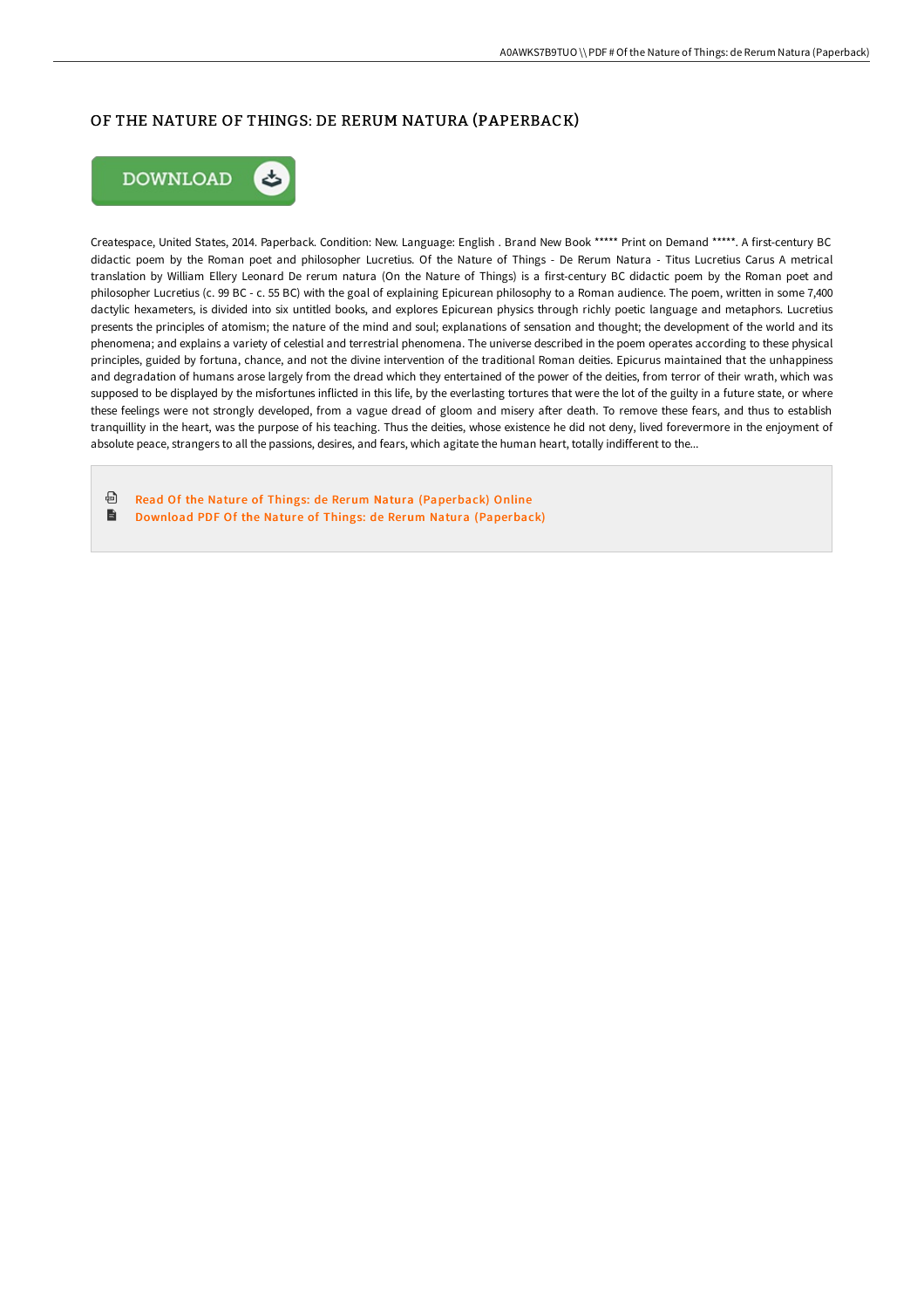# OF THE NATURE OF THINGS: DE RERUM NATURA (PAPERBACK)

Createspace, United States, 2014. Paperback. Condition: New. Language: English . Brand New Book ***** Print on Demand *****. A first-century BC didactic poem by the Roman poet and philosopher Lucretius. Of the Nature of Things - De Rerum Natura - Titus Lucretius Carus A metrical translation by William Ellery Leonard De rerum natura (On the Nature of Things) is a first-century BC didactic poem by the Roman poet and philosopher Lucretius (c. 99 BC - c. 55 BC) with the goal of explaining Epicurean philosophy to a Roman audience. The poem, written in some 7,400 dactylic hexameters, is divided into six untitled books, and explores Epicurean physics through richly poetic language and metaphors. Lucretius presents the principles of atomism; the nature of the mind and soul; explanations of sensation and thought; the development of the world and its phenomena; and explains a variety of celestial and terrestrial phenomena. The universe described in the poem operates according to these physical principles, guided by fortuna, chance, and not the divine intervention of the traditional Roman deities. Epicurus maintained that the unhappiness and degradation of humans arose largely from the dread which they entertained of the power of the deities, from terror of their wrath, which was supposed to be displayed by the misfortunes inflicted in this life, by the everlasting tortures that were the lot of the guilty in a future state, or where these feelings were not strongly developed, from a vague dread of gloom and misery after death. To remove these fears, and thus to establish tranquillity in the heart, was the purpose of his teaching. Thus the deities, whose existence he did not deny, lived forevermore in the enjoyment of absolute peace, strangers to all the passions, desires, and fears, which agitate the human heart, totally indifferent to the...

- Read Of the Nature of Things: de Rerum Natura (Paperback) Online
- Download PDF Of the Nature of Things: de Rerum Natura (Paperback)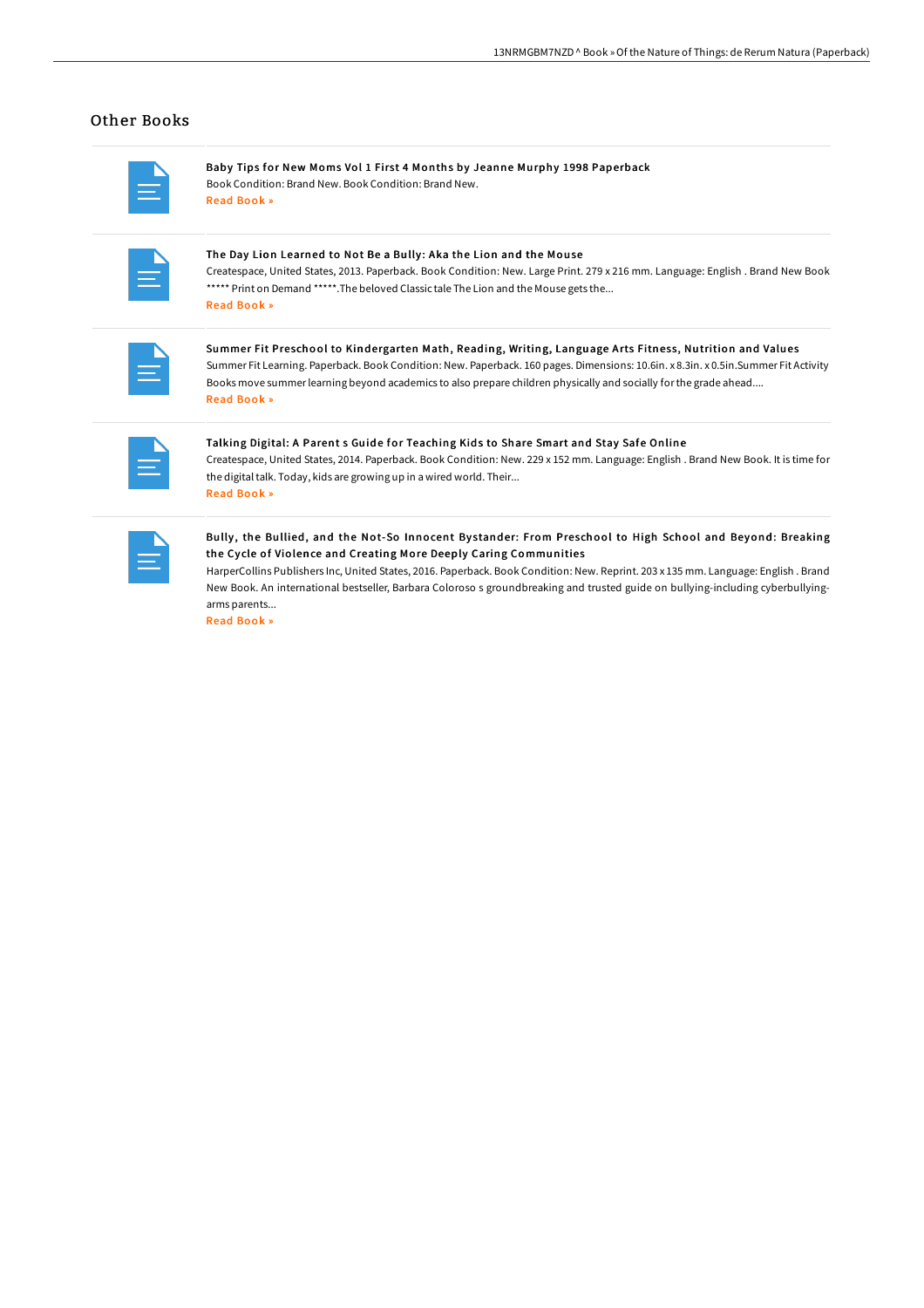## Other Books

**Baby Tips for New Moms Vol 1 First 4 Months by Jeanne Murphy 1998 Paperback**

Book Condition: Brand New. Book Condition: Brand New.

Read Book »

**The Day Lion Learned to Not Be a Bully: Aka the Lion and the Mouse**

Createspace, United States, 2013. Paperback. Book Condition: New. Large Print. 279 x 216 mm. Language: English . Brand New Book ***** Print on Demand *****.The beloved Classic tale The Lion and the Mouse gets the...

Read Book »

**Summer Fit Preschool to Kindergarten Math, Reading, Writing, Language Arts Fitness, Nutrition and Values**

Summer Fit Learning. Paperback. Book Condition: New. Paperback. 160 pages. Dimensions: 10.6in. x 8.3in. x 0.5in.Summer Fit Activity Books move summer learning beyond academics to also prepare children physically and socially for the grade ahead....

Read Book »

**Talking Digital: A Parent s Guide for Teaching Kids to Share Smart and Stay Safe Online**

Createspace, United States, 2014. Paperback. Book Condition: New. 229 x 152 mm. Language: English . Brand New Book. It is time for the digital talk. Today, kids are growing up in a wired world. Their...

Read Book »

**Bully, the Bullied, and the Not-So Innocent Bystander: From Preschool to High School and Beyond: Breaking the Cycle of Violence and Creating More Deeply Caring Communities**

HarperCollins Publishers Inc, United States, 2016. Paperback. Book Condition: New. Reprint. 203 x 135 mm. Language: English . Brand New Book. An international bestseller, Barbara Coloroso s groundbreaking and trusted guide on bullying-including cyberbullying-arms parents...

Read Book »